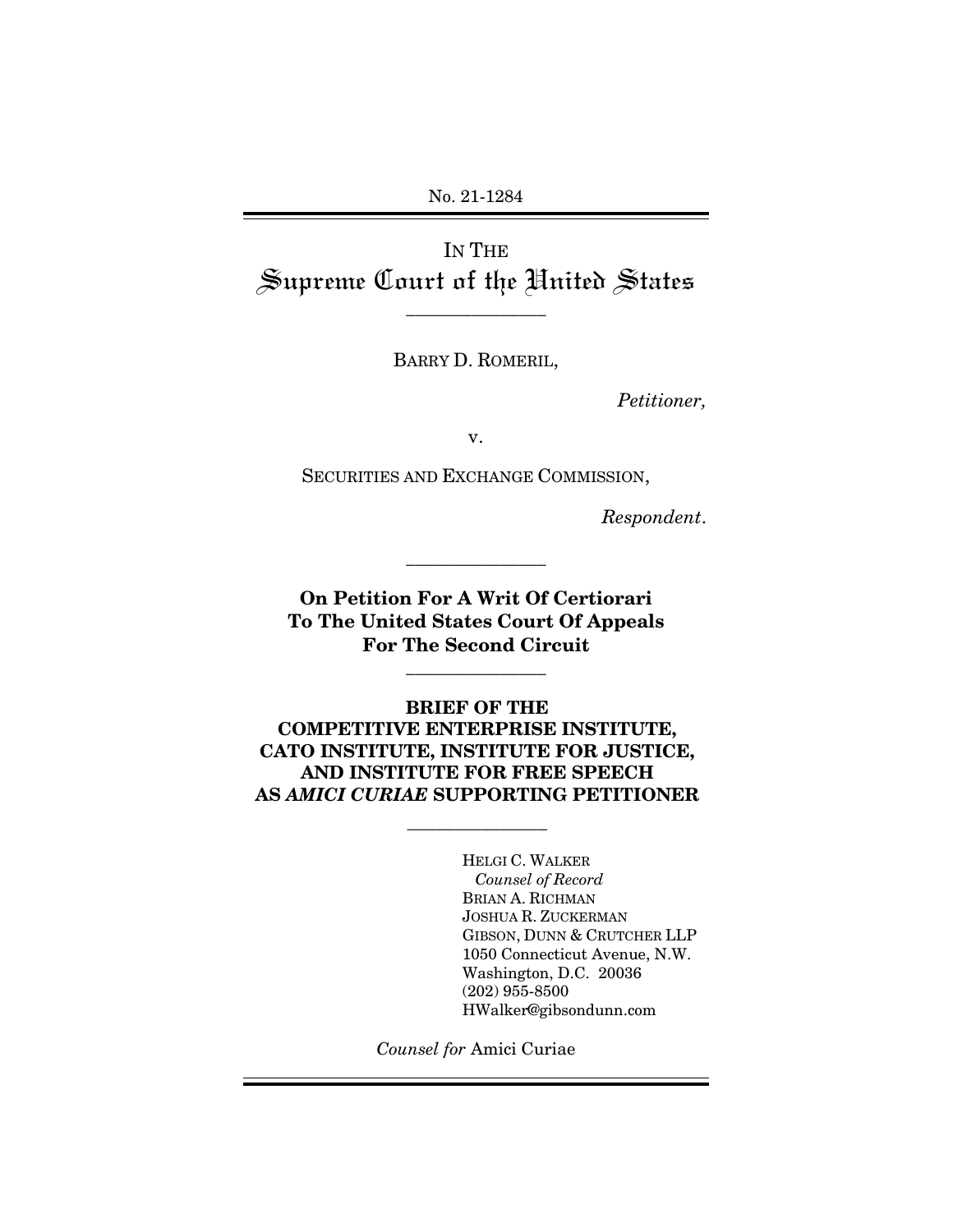No. 21-1284

IN THE
# Supreme Court of the United States

---

BARRY D. ROMERIL,

*Petitioner,*

v.

SECURITIES AND EXCHANGE COMMISSION,

*Respondent.*

---

**On Petition For A Writ Of Certiorari To The United States Court Of Appeals For The Second Circuit**

---

**BRIEF OF THE COMPETITIVE ENTERPRISE INSTITUTE, CATO INSTITUTE, INSTITUTE FOR JUSTICE, AND INSTITUTE FOR FREE SPEECH AS *AMICI CURIAE* SUPPORTING PETITIONER**

---

HELGI C. WALKER
*Counsel of Record*
BRIAN A. RICHMAN
JOSHUA R. ZUCKERMAN
GIBSON, DUNN & CRUTCHER LLP
1050 Connecticut Avenue, N.W.
Washington, D.C. 20036
(202) 955-8500
HWalker@gibsondunn.com

*Counsel for* Amici Curiae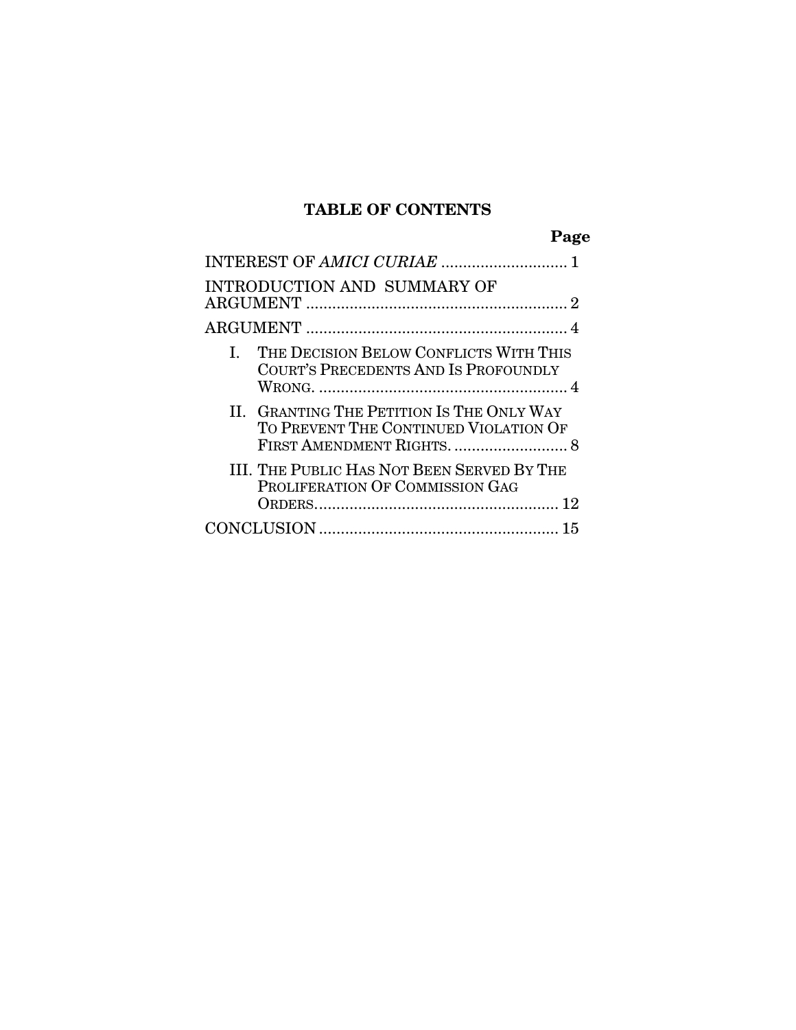# TABLE OF CONTENTS

| | Page |
|---|---|
| INTEREST OF *AMICI CURIAE* | 1 |
| INTRODUCTION AND SUMMARY OF ARGUMENT | 2 |
| ARGUMENT | 4 |
| I. THE DECISION BELOW CONFLICTS WITH THIS COURT'S PRECEDENTS AND IS PROFOUNDLY WRONG. | 4 |
| II. GRANTING THE PETITION IS THE ONLY WAY TO PREVENT THE CONTINUED VIOLATION OF FIRST AMENDMENT RIGHTS. | 8 |
| III. THE PUBLIC HAS NOT BEEN SERVED BY THE PROLIFERATION OF COMMISSION GAG ORDERS. | 12 |
| CONCLUSION | 15 |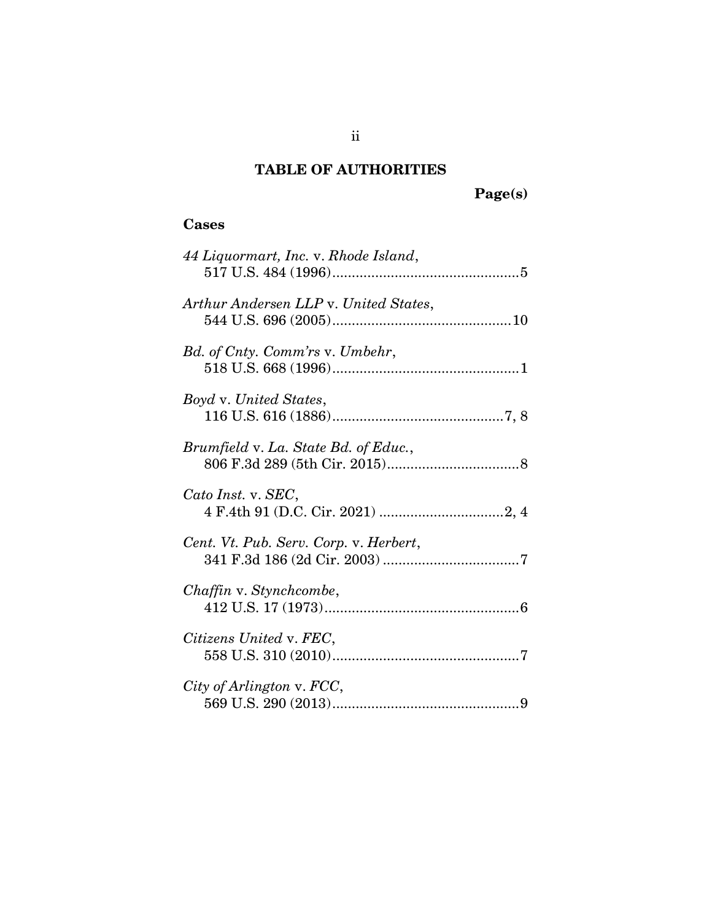## TABLE OF AUTHORITIES

**Page(s)**

### Cases

*44 Liquormart, Inc.* v. *Rhode Island*,
517 U.S. 484 (1996)................................................5

*Arthur Andersen LLP* v. *United States*,
544 U.S. 696 (2005).............................................10

*Bd. of Cnty. Comm'rs* v. *Umbehr*,
518 U.S. 668 (1996)................................................1

*Boyd* v. *United States*,
116 U.S. 616 (1886)............................................7, 8

*Brumfield* v. *La. State Bd. of Educ.*,
806 F.3d 289 (5th Cir. 2015).................................8

*Cato Inst.* v. *SEC*,
4 F.4th 91 (D.C. Cir. 2021) ................................2, 4

*Cent. Vt. Pub. Serv. Corp.* v. *Herbert*,
341 F.3d 186 (2d Cir. 2003) ...................................7

*Chaffin* v. *Stynchcombe*,
412 U.S. 17 (1973)..................................................6

*Citizens United* v. *FEC*,
558 U.S. 310 (2010)................................................7

*City of Arlington* v. *FCC*,
569 U.S. 290 (2013)................................................9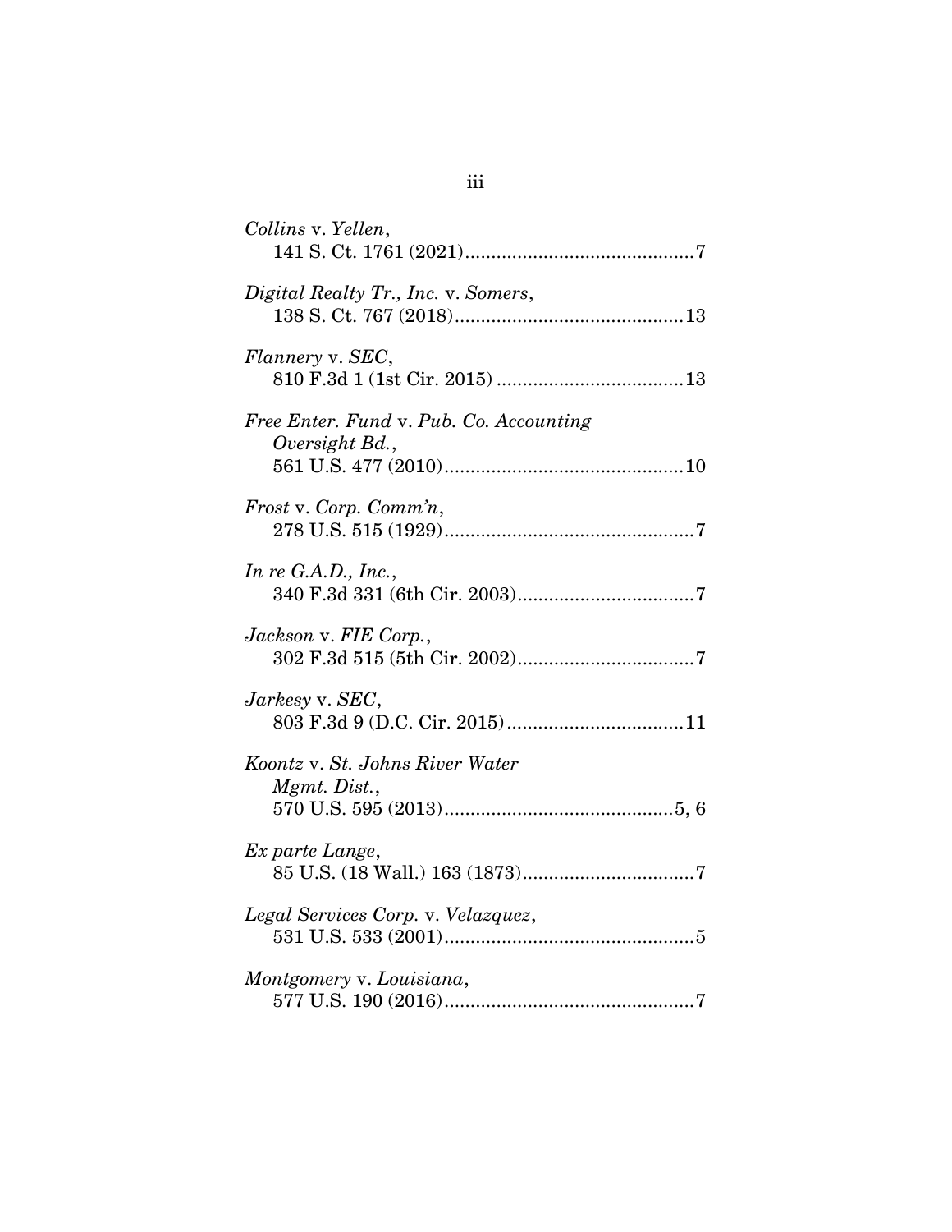*Collins* v. *Yellen*,
141 S. Ct. 1761 (2021)............................................7

*Digital Realty Tr., Inc.* v. *Somers*,
138 S. Ct. 767 (2018)............................................13

*Flannery* v. *SEC*,
810 F.3d 1 (1st Cir. 2015) ....................................13

*Free Enter. Fund* v. *Pub. Co. Accounting Oversight Bd.*,
561 U.S. 477 (2010)..............................................10

*Frost* v. *Corp. Comm'n*,
278 U.S. 515 (1929)................................................7

*In re G.A.D., Inc.*,
340 F.3d 331 (6th Cir. 2003)..................................7

*Jackson* v. *FIE Corp.*,
302 F.3d 515 (5th Cir. 2002)..................................7

*Jarkesy* v. *SEC*,
803 F.3d 9 (D.C. Cir. 2015)..................................11

*Koontz* v. *St. Johns River Water Mgmt. Dist.*,
570 U.S. 595 (2013)............................................5, 6

*Ex parte Lange*,
85 U.S. (18 Wall.) 163 (1873).................................7

*Legal Services Corp.* v. *Velazquez*,
531 U.S. 533 (2001)................................................5

*Montgomery* v. *Louisiana*,
577 U.S. 190 (2016)................................................7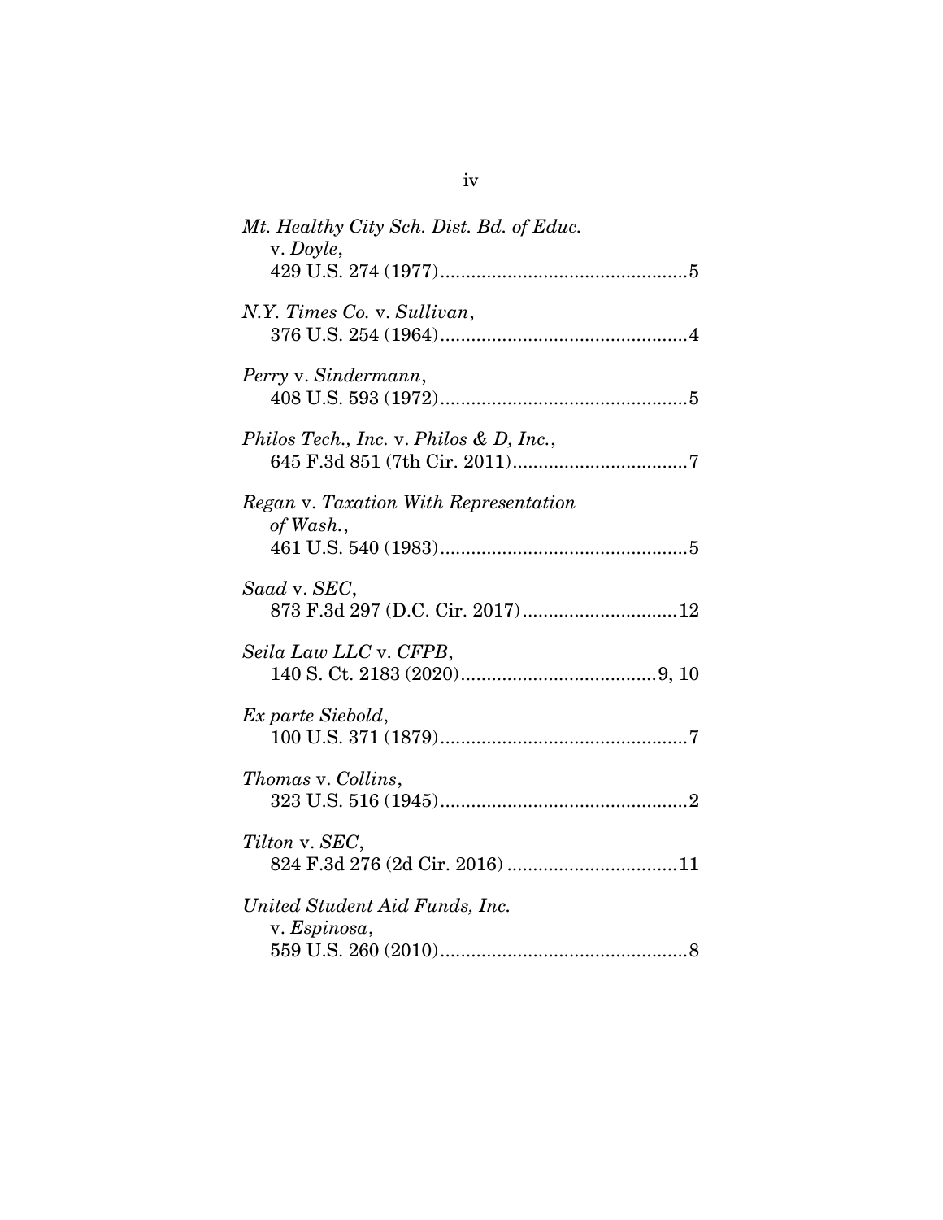*Mt. Healthy City Sch. Dist. Bd. of Educ.* v. *Doyle*,
429 U.S. 274 (1977)................................................5

*N.Y. Times Co.* v. *Sullivan*,
376 U.S. 254 (1964)................................................4

*Perry* v. *Sindermann*,
408 U.S. 593 (1972)................................................5

*Philos Tech., Inc.* v. *Philos & D, Inc.*,
645 F.3d 851 (7th Cir. 2011)..................................7

*Regan* v. *Taxation With Representation of Wash.*,
461 U.S. 540 (1983)................................................5

*Saad* v. *SEC*,
873 F.3d 297 (D.C. Cir. 2017)..............................12

*Seila Law LLC* v. *CFPB*,
140 S. Ct. 2183 (2020)......................................9, 10

*Ex parte Siebold*,
100 U.S. 371 (1879)................................................7

*Thomas* v. *Collins*,
323 U.S. 516 (1945)................................................2

*Tilton* v. *SEC*,
824 F.3d 276 (2d Cir. 2016) .................................11

*United Student Aid Funds, Inc.* v. *Espinosa*,
559 U.S. 260 (2010)................................................8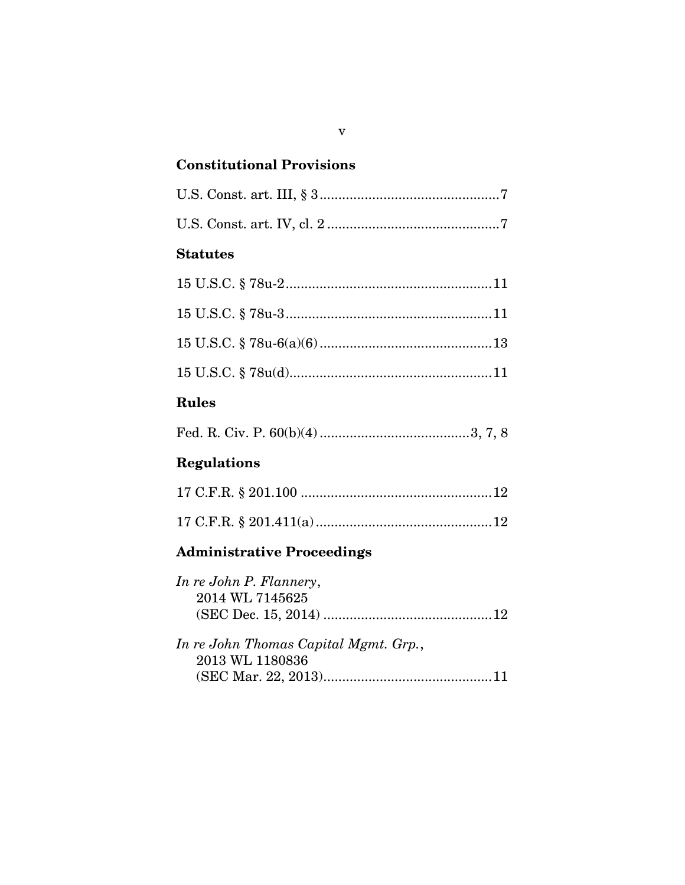## Constitutional Provisions

U.S. Const. art. III, § 3 ................................................7

U.S. Const. art. IV, cl. 2 ..............................................7

## Statutes

15 U.S.C. § 78u-2 .......................................................11

15 U.S.C. § 78u-3 .......................................................11

15 U.S.C. § 78u-6(a)(6) ..............................................13

15 U.S.C. § 78u(d) ......................................................11

## Rules

Fed. R. Civ. P. 60(b)(4) ........................................3, 7, 8

## Regulations

17 C.F.R. § 201.100 ...................................................12

17 C.F.R. § 201.411(a) ...............................................12

## Administrative Proceedings

*In re John P. Flannery*,
2014 WL 7145625
(SEC Dec. 15, 2014) .............................................12

*In re John Thomas Capital Mgmt. Grp.*,
2013 WL 1180836
(SEC Mar. 22, 2013) .............................................11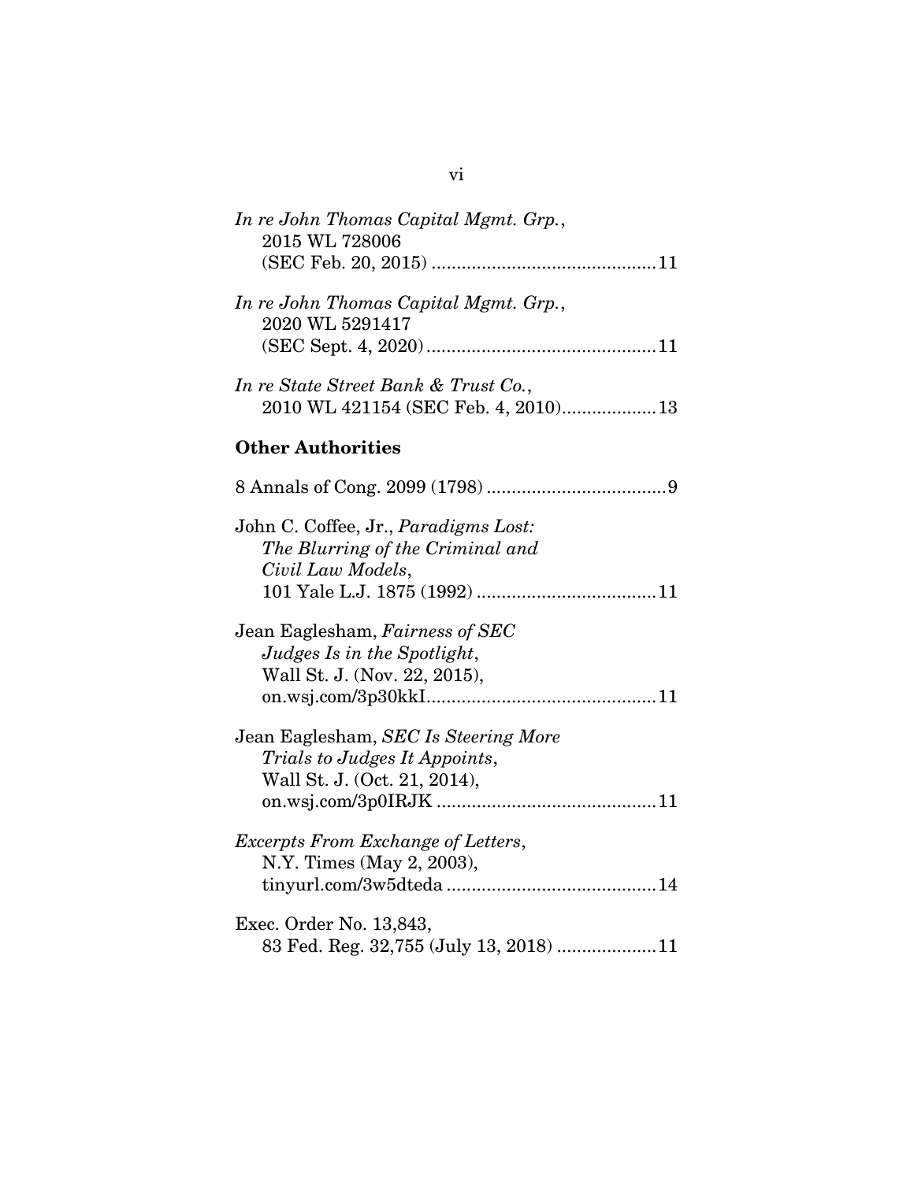*In re John Thomas Capital Mgmt. Grp.*, 2015 WL 728006 (SEC Feb. 20, 2015) ............................................11

*In re John Thomas Capital Mgmt. Grp.*, 2020 WL 5291417 (SEC Sept. 4, 2020) ............................................11

*In re State Street Bank & Trust Co.*, 2010 WL 421154 (SEC Feb. 4, 2010)..................13

## Other Authorities

8 Annals of Cong. 2099 (1798) ....................................9

John C. Coffee, Jr., *Paradigms Lost: The Blurring of the Criminal and Civil Law Models*, 101 Yale L.J. 1875 (1992) ....................................11

Jean Eaglesham, *Fairness of SEC Judges Is in the Spotlight*, Wall St. J. (Nov. 22, 2015), on.wsj.com/3p30kkI.............................................11

Jean Eaglesham, *SEC Is Steering More Trials to Judges It Appoints*, Wall St. J. (Oct. 21, 2014), on.wsj.com/3p0IRJK ............................................11

*Excerpts From Exchange of Letters*, N.Y. Times (May 2, 2003), tinyurl.com/3w5dteda ..........................................14

Exec. Order No. 13,843, 83 Fed. Reg. 32,755 (July 13, 2018) ....................11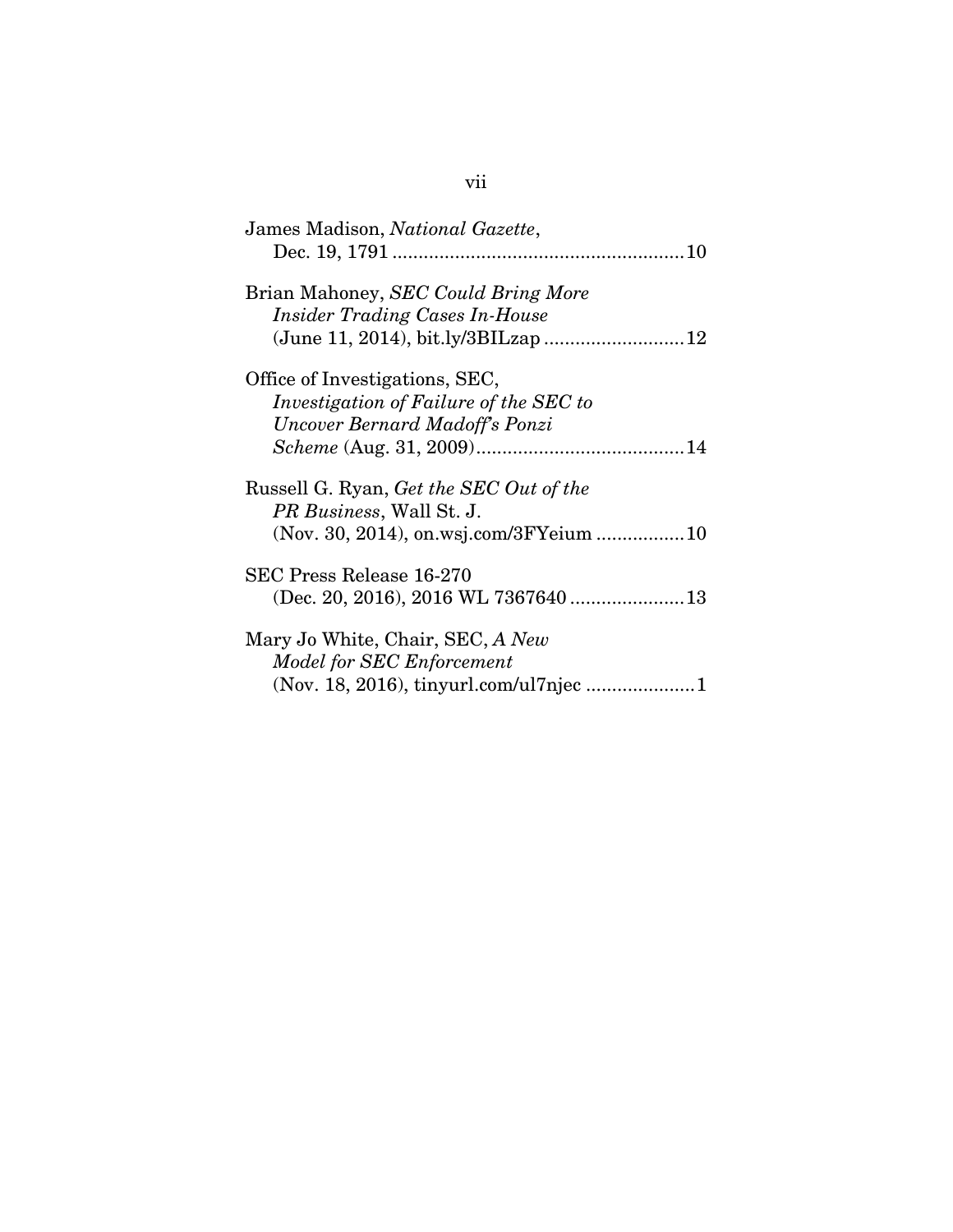James Madison, *National Gazette*, Dec. 19, 1791 .......................................................10

Brian Mahoney, *SEC Could Bring More Insider Trading Cases In-House* (June 11, 2014), bit.ly/3BILzap ..........................12

Office of Investigations, SEC, *Investigation of Failure of the SEC to Uncover Bernard Madoff's Ponzi Scheme* (Aug. 31, 2009)........................................14

Russell G. Ryan, *Get the SEC Out of the PR Business*, Wall St. J. (Nov. 30, 2014), on.wsj.com/3FYeium .................10

SEC Press Release 16-270 (Dec. 20, 2016), 2016 WL 7367640 ......................13

Mary Jo White, Chair, SEC, *A New Model for SEC Enforcement* (Nov. 18, 2016), tinyurl.com/ul7njec .....................1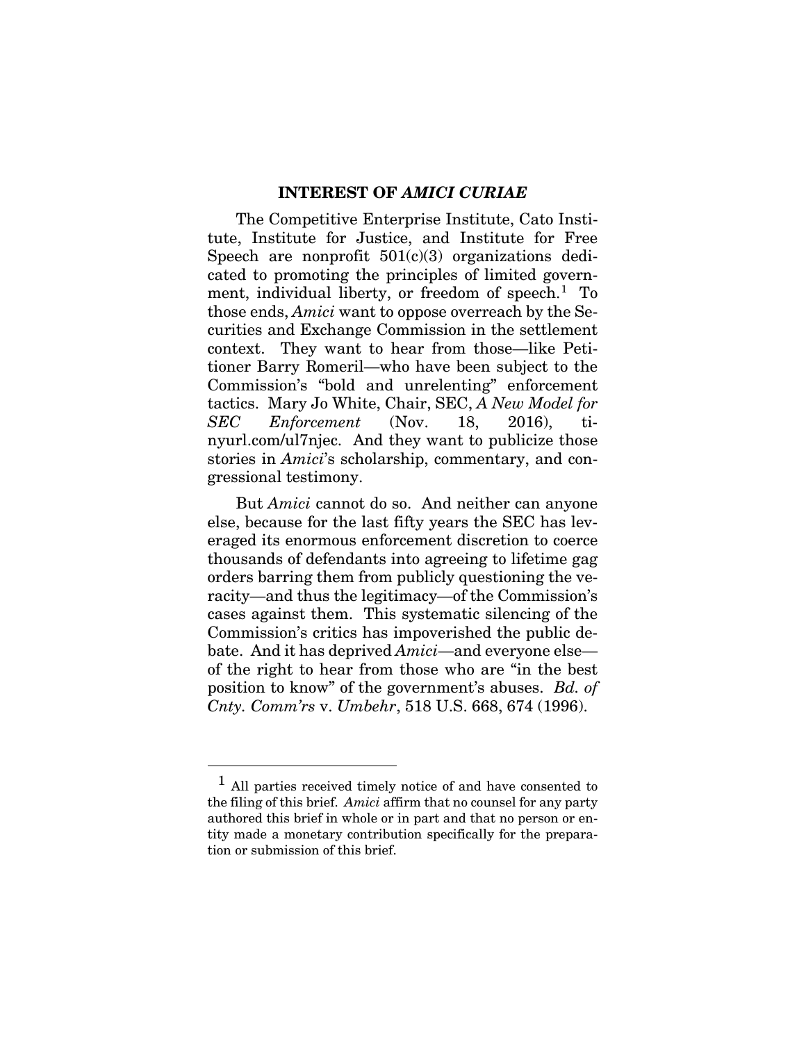## INTEREST OF *AMICI CURIAE*

The Competitive Enterprise Institute, Cato Institute, Institute for Justice, and Institute for Free Speech are nonprofit 501(c)(3) organizations dedicated to promoting the principles of limited government, individual liberty, or freedom of speech.[1] To those ends, *Amici* want to oppose overreach by the Securities and Exchange Commission in the settlement context. They want to hear from those—like Petitioner Barry Romeril—who have been subject to the Commission's "bold and unrelenting" enforcement tactics. Mary Jo White, Chair, SEC, *A New Model for SEC Enforcement* (Nov. 18, 2016), tinyurl.com/ul7njec. And they want to publicize those stories in *Amici*'s scholarship, commentary, and congressional testimony.

But *Amici* cannot do so. And neither can anyone else, because for the last fifty years the SEC has leveraged its enormous enforcement discretion to coerce thousands of defendants into agreeing to lifetime gag orders barring them from publicly questioning the veracity—and thus the legitimacy—of the Commission's cases against them. This systematic silencing of the Commission's critics has impoverished the public debate. And it has deprived *Amici*—and everyone else—of the right to hear from those who are "in the best position to know" of the government's abuses. *Bd. of Cnty. Comm'rs* v. *Umbehr*, 518 U.S. 668, 674 (1996).

---

[1] All parties received timely notice of and have consented to the filing of this brief. *Amici* affirm that no counsel for any party authored this brief in whole or in part and that no person or entity made a monetary contribution specifically for the preparation or submission of this brief.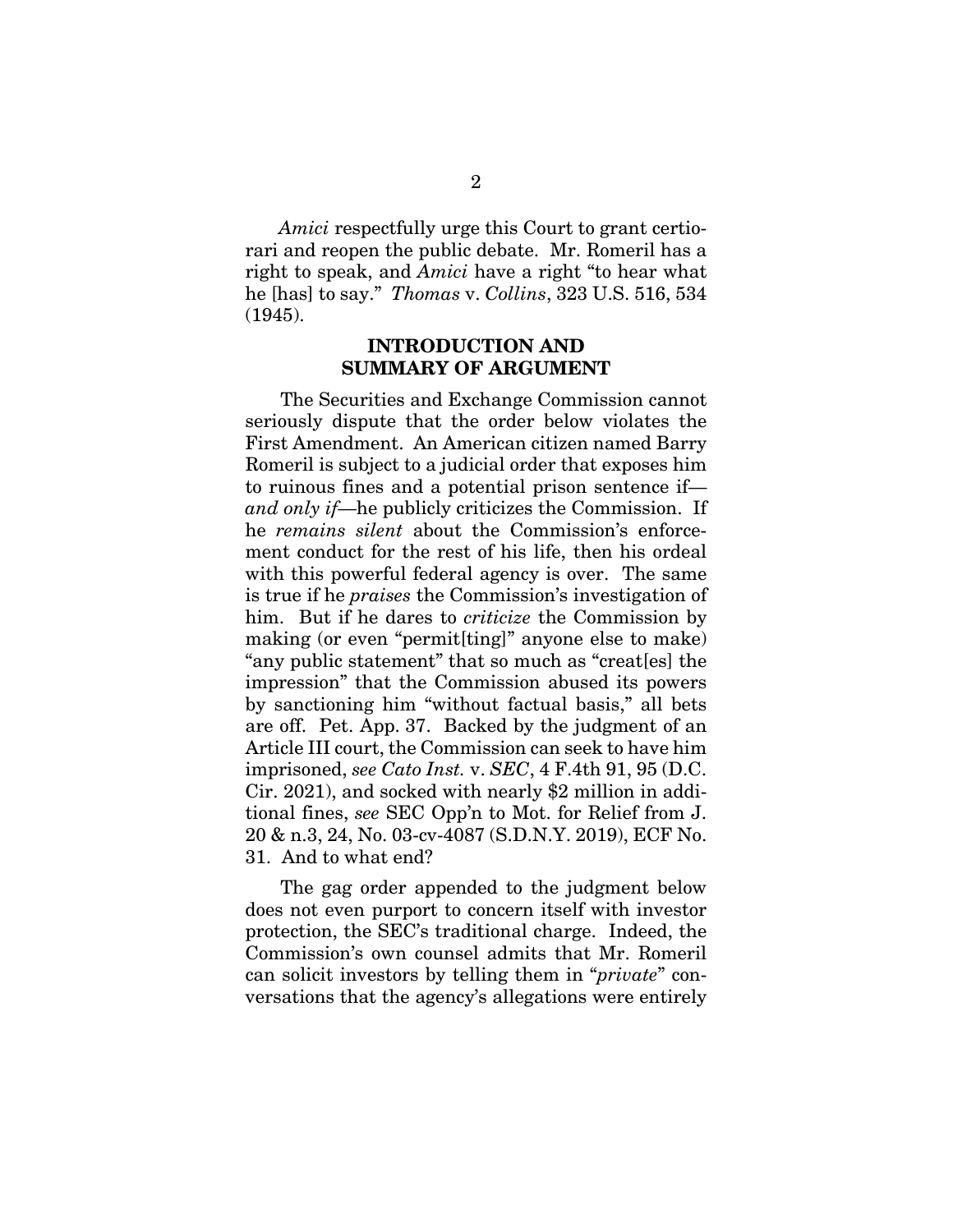*Amici* respectfully urge this Court to grant certiorari and reopen the public debate. Mr. Romeril has a right to speak, and *Amici* have a right "to hear what he [has] to say." *Thomas* v. *Collins*, 323 U.S. 516, 534 (1945).

## INTRODUCTION AND SUMMARY OF ARGUMENT

The Securities and Exchange Commission cannot seriously dispute that the order below violates the First Amendment. An American citizen named Barry Romeril is subject to a judicial order that exposes him to ruinous fines and a potential prison sentence if—*and only if*—he publicly criticizes the Commission. If he *remains silent* about the Commission's enforcement conduct for the rest of his life, then his ordeal with this powerful federal agency is over. The same is true if he *praises* the Commission's investigation of him. But if he dares to *criticize* the Commission by making (or even "permit[ting]" anyone else to make) "any public statement" that so much as "creat[es] the impression" that the Commission abused its powers by sanctioning him "without factual basis," all bets are off. Pet. App. 37. Backed by the judgment of an Article III court, the Commission can seek to have him imprisoned, *see Cato Inst.* v. *SEC*, 4 F.4th 91, 95 (D.C. Cir. 2021), and socked with nearly $2 million in additional fines, *see* SEC Opp'n to Mot. for Relief from J. 20 & n.3, 24, No. 03-cv-4087 (S.D.N.Y. 2019), ECF No. 31. And to what end?

The gag order appended to the judgment below does not even purport to concern itself with investor protection, the SEC's traditional charge. Indeed, the Commission's own counsel admits that Mr. Romeril can solicit investors by telling them in "*private*" conversations that the agency's allegations were entirely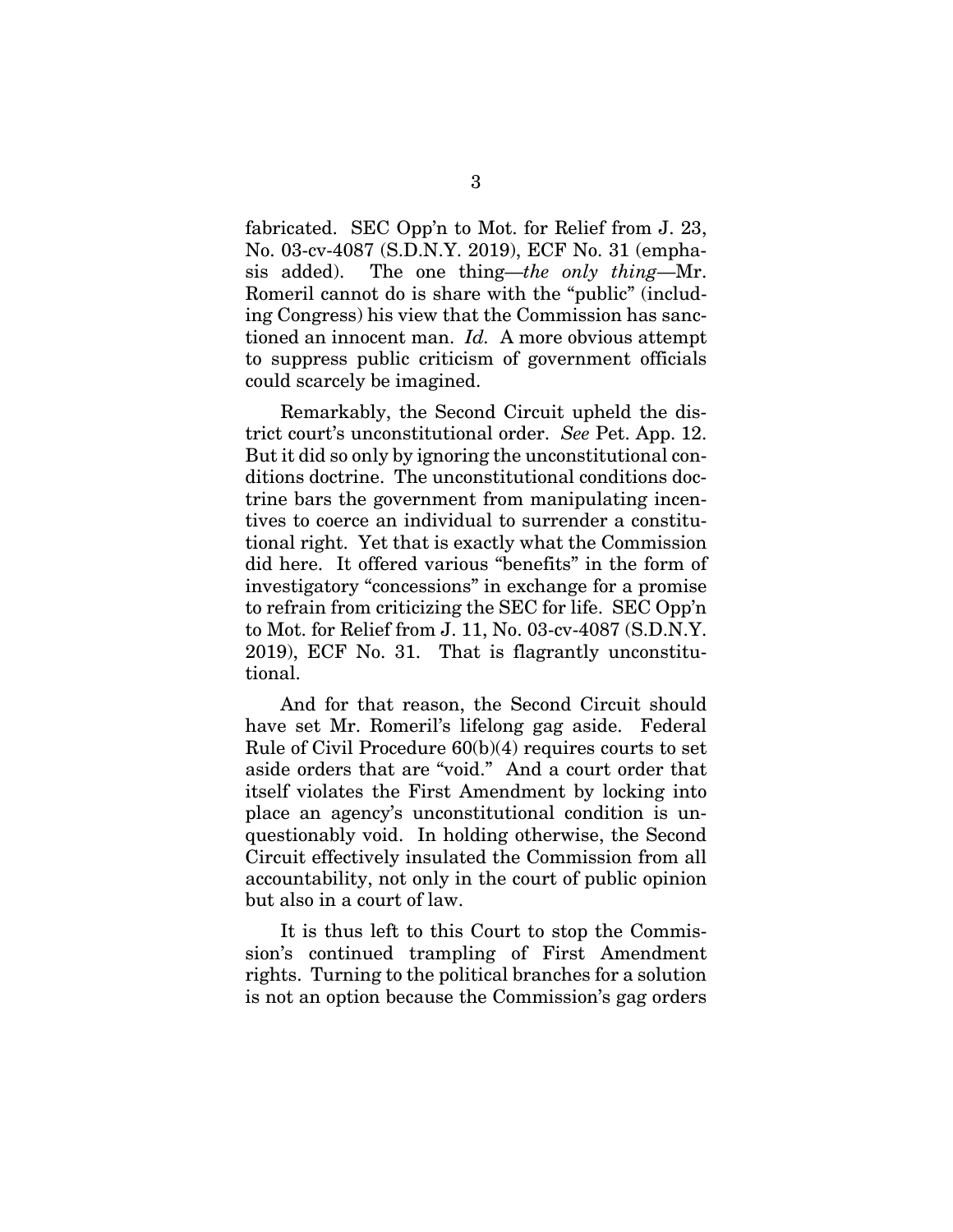fabricated. SEC Opp'n to Mot. for Relief from J. 23, No. 03-cv-4087 (S.D.N.Y. 2019), ECF No. 31 (emphasis added). The one thing—*the only thing*—Mr. Romeril cannot do is share with the "public" (including Congress) his view that the Commission has sanctioned an innocent man. *Id.* A more obvious attempt to suppress public criticism of government officials could scarcely be imagined.

Remarkably, the Second Circuit upheld the district court's unconstitutional order. *See* Pet. App. 12. But it did so only by ignoring the unconstitutional conditions doctrine. The unconstitutional conditions doctrine bars the government from manipulating incentives to coerce an individual to surrender a constitutional right. Yet that is exactly what the Commission did here. It offered various "benefits" in the form of investigatory "concessions" in exchange for a promise to refrain from criticizing the SEC for life. SEC Opp'n to Mot. for Relief from J. 11, No. 03-cv-4087 (S.D.N.Y. 2019), ECF No. 31. That is flagrantly unconstitutional.

And for that reason, the Second Circuit should have set Mr. Romeril's lifelong gag aside. Federal Rule of Civil Procedure 60(b)(4) requires courts to set aside orders that are "void." And a court order that itself violates the First Amendment by locking into place an agency's unconstitutional condition is unquestionably void. In holding otherwise, the Second Circuit effectively insulated the Commission from all accountability, not only in the court of public opinion but also in a court of law.

It is thus left to this Court to stop the Commission's continued trampling of First Amendment rights. Turning to the political branches for a solution is not an option because the Commission's gag orders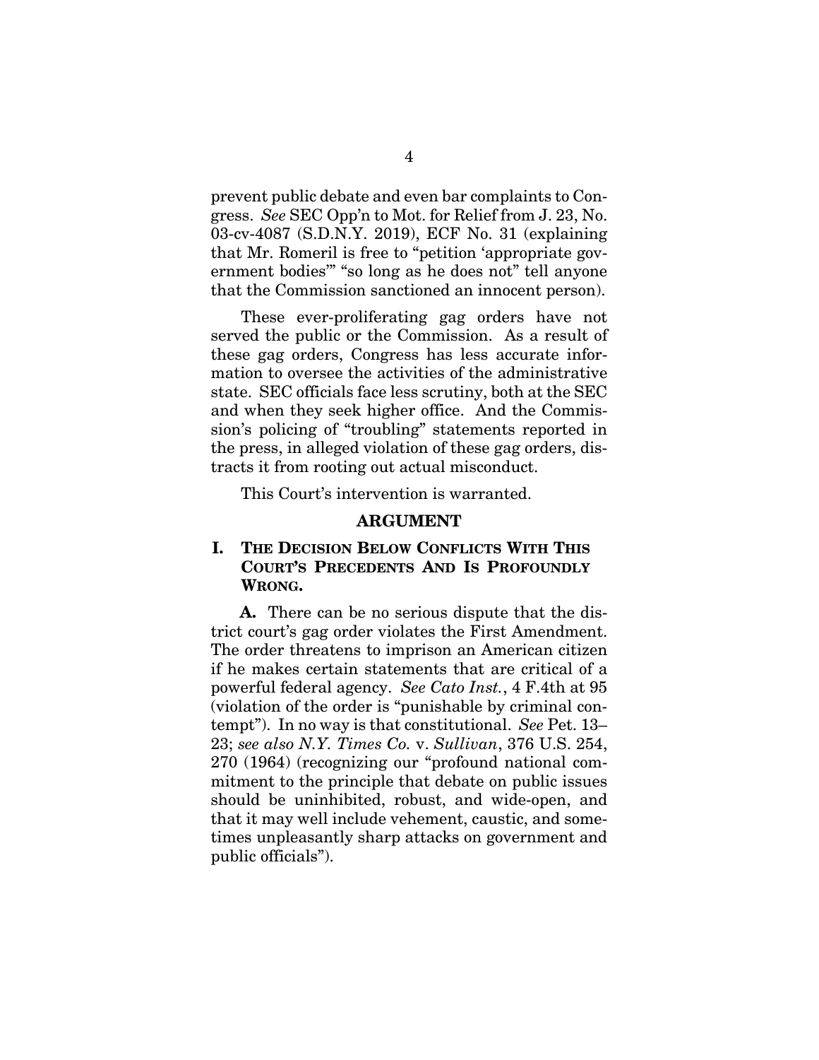prevent public debate and even bar complaints to Congress. *See* SEC Opp'n to Mot. for Relief from J. 23, No. 03-cv-4087 (S.D.N.Y. 2019), ECF No. 31 (explaining that Mr. Romeril is free to "petition 'appropriate government bodies'" "so long as he does not" tell anyone that the Commission sanctioned an innocent person).

These ever-proliferating gag orders have not served the public or the Commission. As a result of these gag orders, Congress has less accurate information to oversee the activities of the administrative state. SEC officials face less scrutiny, both at the SEC and when they seek higher office. And the Commission's policing of "troubling" statements reported in the press, in alleged violation of these gag orders, distracts it from rooting out actual misconduct.

This Court's intervention is warranted.

## ARGUMENT

### I. THE DECISION BELOW CONFLICTS WITH THIS COURT'S PRECEDENTS AND IS PROFOUNDLY WRONG.

**A.** There can be no serious dispute that the district court's gag order violates the First Amendment. The order threatens to imprison an American citizen if he makes certain statements that are critical of a powerful federal agency. *See Cato Inst.*, 4 F.4th at 95 (violation of the order is "punishable by criminal contempt"). In no way is that constitutional. *See* Pet. 13–23; *see also N.Y. Times Co.* v. *Sullivan*, 376 U.S. 254, 270 (1964) (recognizing our "profound national commitment to the principle that debate on public issues should be uninhibited, robust, and wide-open, and that it may well include vehement, caustic, and sometimes unpleasantly sharp attacks on government and public officials").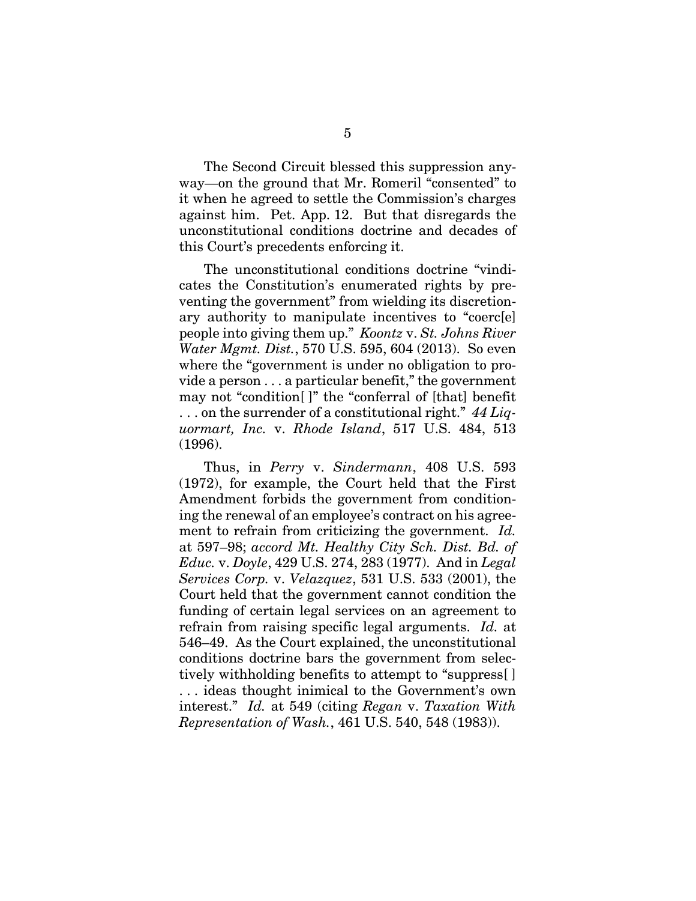The Second Circuit blessed this suppression anyway—on the ground that Mr. Romeril "consented" to it when he agreed to settle the Commission's charges against him. Pet. App. 12. But that disregards the unconstitutional conditions doctrine and decades of this Court's precedents enforcing it.

The unconstitutional conditions doctrine "vindicates the Constitution's enumerated rights by preventing the government" from wielding its discretionary authority to manipulate incentives to "coerc[e] people into giving them up." *Koontz* v. *St. Johns River Water Mgmt. Dist.*, 570 U.S. 595, 604 (2013). So even where the "government is under no obligation to provide a person . . . a particular benefit," the government may not "condition[ ]" the "conferral of [that] benefit . . . on the surrender of a constitutional right." *44 Liquormart, Inc.* v. *Rhode Island*, 517 U.S. 484, 513 (1996).

Thus, in *Perry* v. *Sindermann*, 408 U.S. 593 (1972), for example, the Court held that the First Amendment forbids the government from conditioning the renewal of an employee's contract on his agreement to refrain from criticizing the government. *Id.* at 597–98; *accord Mt. Healthy City Sch. Dist. Bd. of Educ.* v. *Doyle*, 429 U.S. 274, 283 (1977). And in *Legal Services Corp.* v. *Velazquez*, 531 U.S. 533 (2001), the Court held that the government cannot condition the funding of certain legal services on an agreement to refrain from raising specific legal arguments. *Id.* at 546–49. As the Court explained, the unconstitutional conditions doctrine bars the government from selectively withholding benefits to attempt to "suppress[ ] . . . ideas thought inimical to the Government's own interest." *Id.* at 549 (citing *Regan* v. *Taxation With Representation of Wash.*, 461 U.S. 540, 548 (1983)).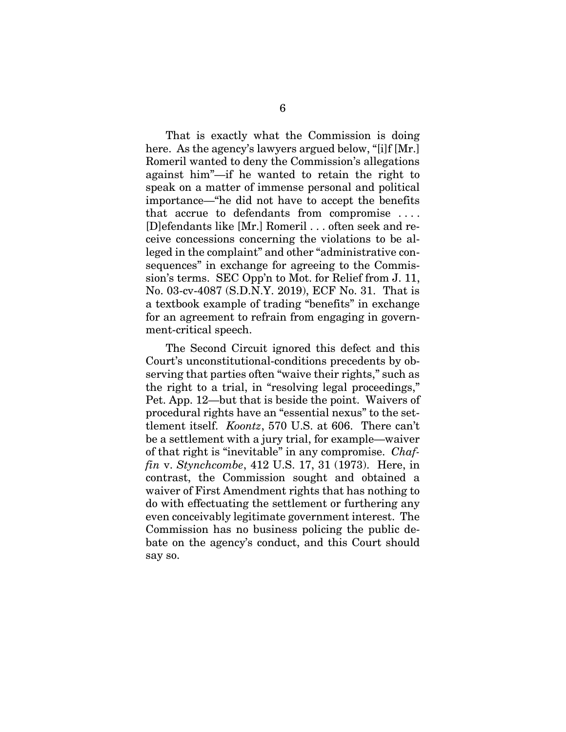That is exactly what the Commission is doing here. As the agency's lawyers argued below, "[i]f [Mr.] Romeril wanted to deny the Commission's allegations against him"—if he wanted to retain the right to speak on a matter of immense personal and political importance—"he did not have to accept the benefits that accrue to defendants from compromise . . . . [D]efendants like [Mr.] Romeril . . . often seek and receive concessions concerning the violations to be alleged in the complaint" and other "administrative consequences" in exchange for agreeing to the Commission's terms. SEC Opp'n to Mot. for Relief from J. 11, No. 03-cv-4087 (S.D.N.Y. 2019), ECF No. 31. That is a textbook example of trading "benefits" in exchange for an agreement to refrain from engaging in government-critical speech.

The Second Circuit ignored this defect and this Court's unconstitutional-conditions precedents by observing that parties often "waive their rights," such as the right to a trial, in "resolving legal proceedings," Pet. App. 12—but that is beside the point. Waivers of procedural rights have an "essential nexus" to the settlement itself. *Koontz*, 570 U.S. at 606. There can't be a settlement with a jury trial, for example—waiver of that right is "inevitable" in any compromise. *Chaffin* v. *Stynchcombe*, 412 U.S. 17, 31 (1973). Here, in contrast, the Commission sought and obtained a waiver of First Amendment rights that has nothing to do with effectuating the settlement or furthering any even conceivably legitimate government interest. The Commission has no business policing the public debate on the agency's conduct, and this Court should say so.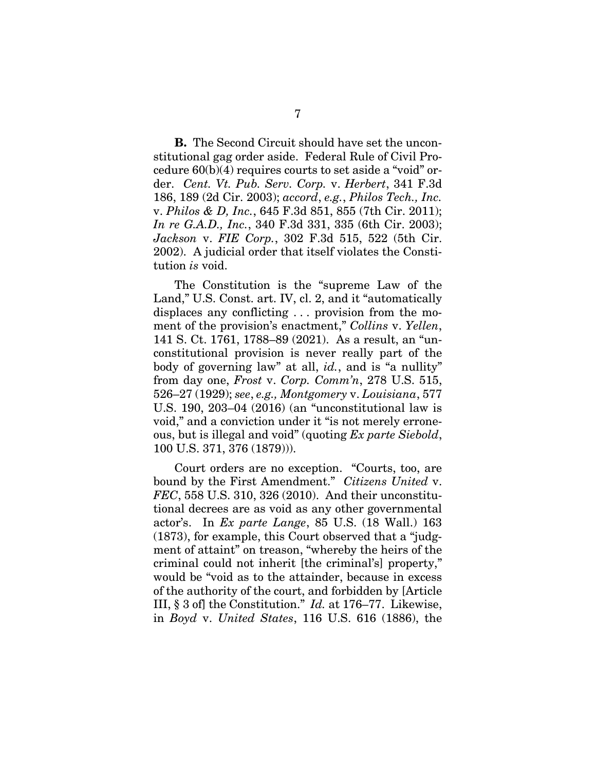**B.** The Second Circuit should have set the unconstitutional gag order aside. Federal Rule of Civil Procedure 60(b)(4) requires courts to set aside a "void" order. *Cent. Vt. Pub. Serv. Corp.* v. *Herbert*, 341 F.3d 186, 189 (2d Cir. 2003); *accord*, *e.g.*, *Philos Tech., Inc.* v. *Philos & D, Inc.*, 645 F.3d 851, 855 (7th Cir. 2011); *In re G.A.D., Inc.*, 340 F.3d 331, 335 (6th Cir. 2003); *Jackson* v. *FIE Corp.*, 302 F.3d 515, 522 (5th Cir. 2002). A judicial order that itself violates the Constitution *is* void.

The Constitution is the "supreme Law of the Land," U.S. Const. art. IV, cl. 2, and it "automatically displaces any conflicting . . . provision from the moment of the provision's enactment," *Collins* v. *Yellen*, 141 S. Ct. 1761, 1788–89 (2021). As a result, an "unconstitutional provision is never really part of the body of governing law" at all, *id.*, and is "a nullity" from day one, *Frost* v. *Corp. Comm'n*, 278 U.S. 515, 526–27 (1929); *see*, *e.g., Montgomery* v. *Louisiana*, 577 U.S. 190, 203–04 (2016) (an "unconstitutional law is void," and a conviction under it "is not merely erroneous, but is illegal and void" (quoting *Ex parte Siebold*, 100 U.S. 371, 376 (1879))).

Court orders are no exception. "Courts, too, are bound by the First Amendment." *Citizens United* v. *FEC*, 558 U.S. 310, 326 (2010). And their unconstitutional decrees are as void as any other governmental actor's. In *Ex parte Lange*, 85 U.S. (18 Wall.) 163 (1873), for example, this Court observed that a "judgment of attaint" on treason, "whereby the heirs of the criminal could not inherit [the criminal's] property," would be "void as to the attainder, because in excess of the authority of the court, and forbidden by [Article III, § 3 of] the Constitution." *Id.* at 176–77. Likewise, in *Boyd* v. *United States*, 116 U.S. 616 (1886), the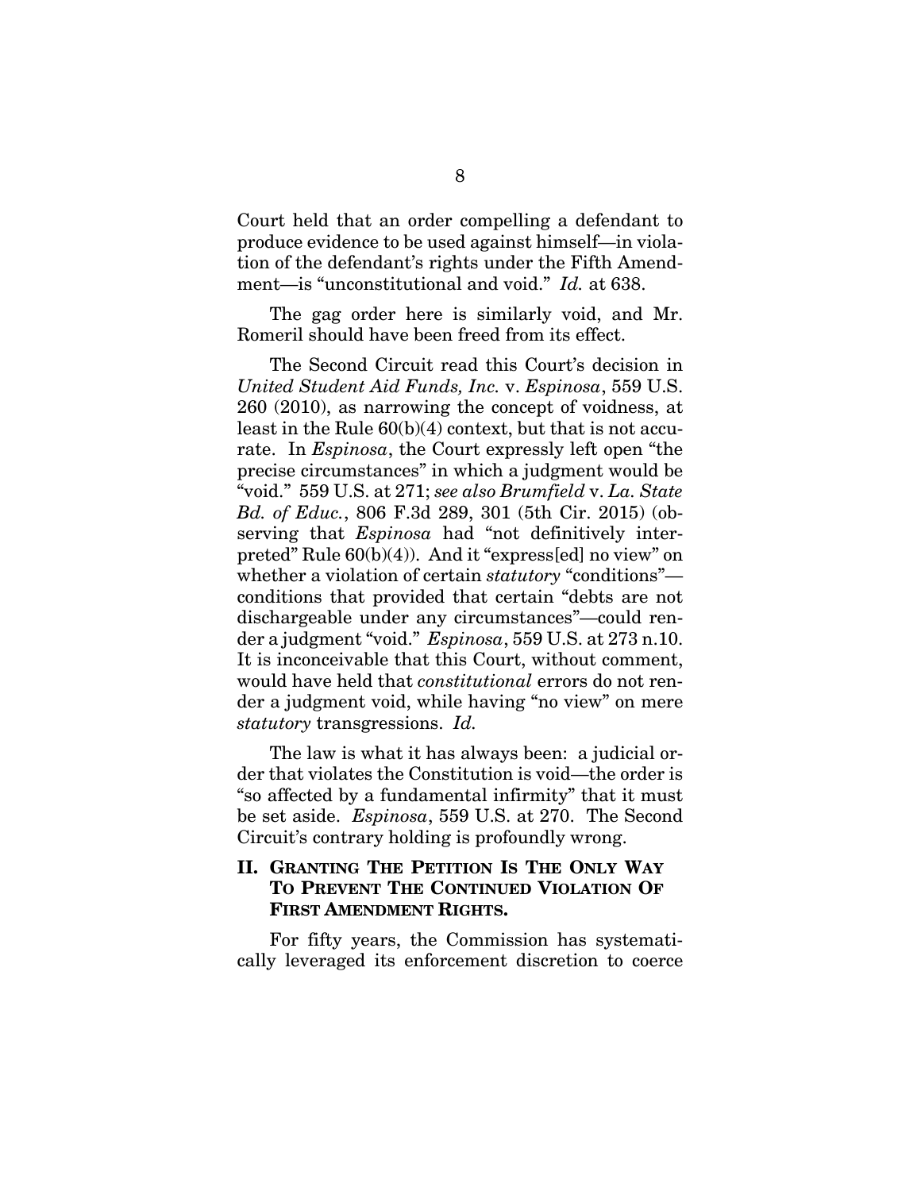Court held that an order compelling a defendant to produce evidence to be used against himself—in violation of the defendant's rights under the Fifth Amendment—is "unconstitutional and void." *Id.* at 638.

The gag order here is similarly void, and Mr. Romeril should have been freed from its effect.

The Second Circuit read this Court's decision in *United Student Aid Funds, Inc.* v. *Espinosa*, 559 U.S. 260 (2010), as narrowing the concept of voidness, at least in the Rule 60(b)(4) context, but that is not accurate. In *Espinosa*, the Court expressly left open "the precise circumstances" in which a judgment would be "void." 559 U.S. at 271; *see also Brumfield* v. *La. State Bd. of Educ.*, 806 F.3d 289, 301 (5th Cir. 2015) (observing that *Espinosa* had "not definitively interpreted" Rule 60(b)(4)). And it "express[ed] no view" on whether a violation of certain *statutory* "conditions"—conditions that provided that certain "debts are not dischargeable under any circumstances"—could render a judgment "void." *Espinosa*, 559 U.S. at 273 n.10. It is inconceivable that this Court, without comment, would have held that *constitutional* errors do not render a judgment void, while having "no view" on mere *statutory* transgressions. *Id.*

The law is what it has always been: a judicial order that violates the Constitution is void—the order is "so affected by a fundamental infirmity" that it must be set aside. *Espinosa*, 559 U.S. at 270. The Second Circuit's contrary holding is profoundly wrong.

## II. Granting The Petition Is The Only Way To Prevent The Continued Violation Of First Amendment Rights.

For fifty years, the Commission has systematically leveraged its enforcement discretion to coerce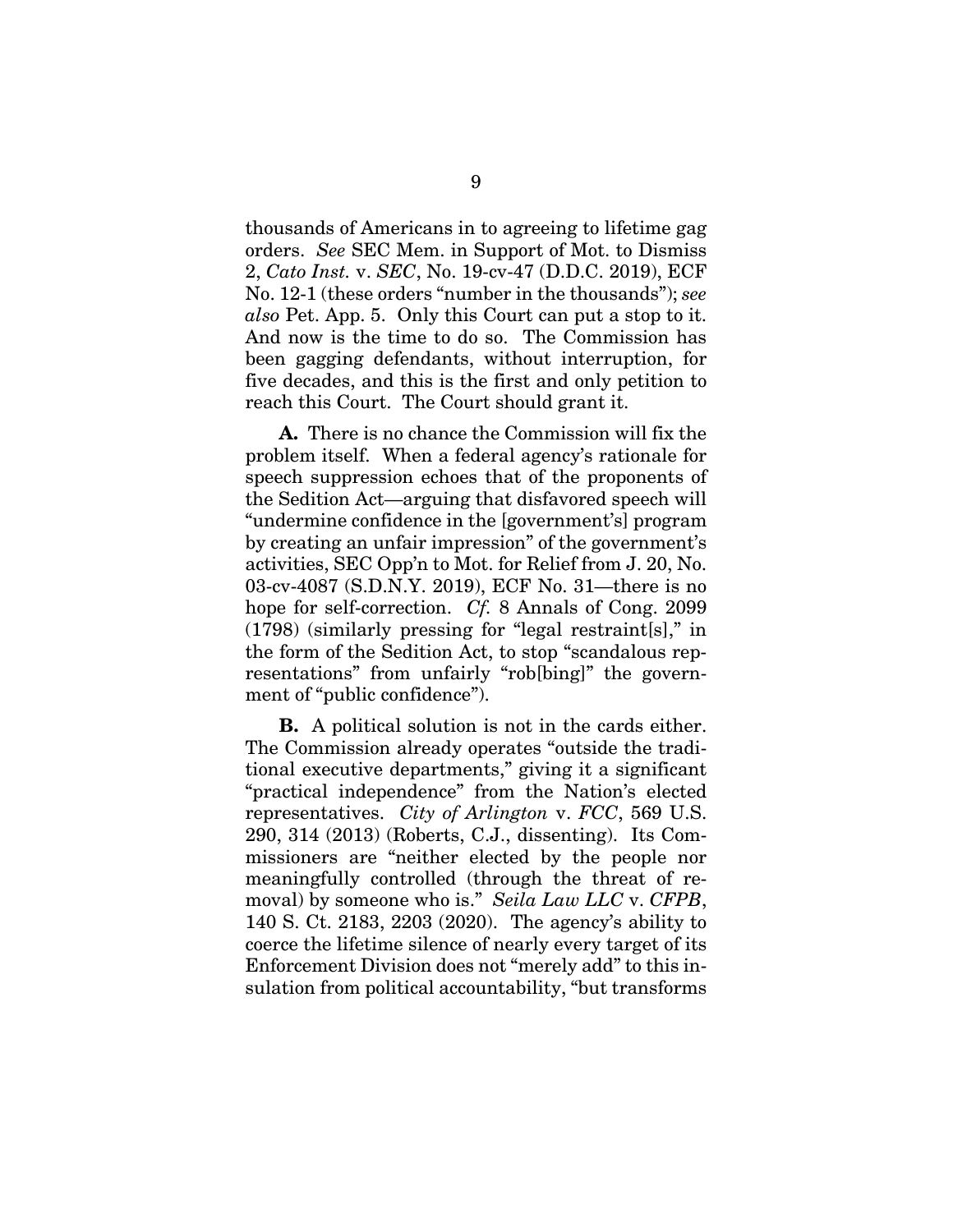thousands of Americans in to agreeing to lifetime gag orders. *See* SEC Mem. in Support of Mot. to Dismiss 2, *Cato Inst.* v. *SEC*, No. 19-cv-47 (D.D.C. 2019), ECF No. 12-1 (these orders "number in the thousands"); *see also* Pet. App. 5. Only this Court can put a stop to it. And now is the time to do so. The Commission has been gagging defendants, without interruption, for five decades, and this is the first and only petition to reach this Court. The Court should grant it.

**A.** There is no chance the Commission will fix the problem itself. When a federal agency's rationale for speech suppression echoes that of the proponents of the Sedition Act—arguing that disfavored speech will "undermine confidence in the [government's] program by creating an unfair impression" of the government's activities, SEC Opp'n to Mot. for Relief from J. 20, No. 03-cv-4087 (S.D.N.Y. 2019), ECF No. 31—there is no hope for self-correction. *Cf.* 8 Annals of Cong. 2099 (1798) (similarly pressing for "legal restraint[s]," in the form of the Sedition Act, to stop "scandalous representations" from unfairly "rob[bing]" the government of "public confidence").

**B.** A political solution is not in the cards either. The Commission already operates "outside the traditional executive departments," giving it a significant "practical independence" from the Nation's elected representatives. *City of Arlington* v. *FCC*, 569 U.S. 290, 314 (2013) (Roberts, C.J., dissenting). Its Commissioners are "neither elected by the people nor meaningfully controlled (through the threat of removal) by someone who is." *Seila Law LLC* v. *CFPB*, 140 S. Ct. 2183, 2203 (2020). The agency's ability to coerce the lifetime silence of nearly every target of its Enforcement Division does not "merely add" to this insulation from political accountability, "but transforms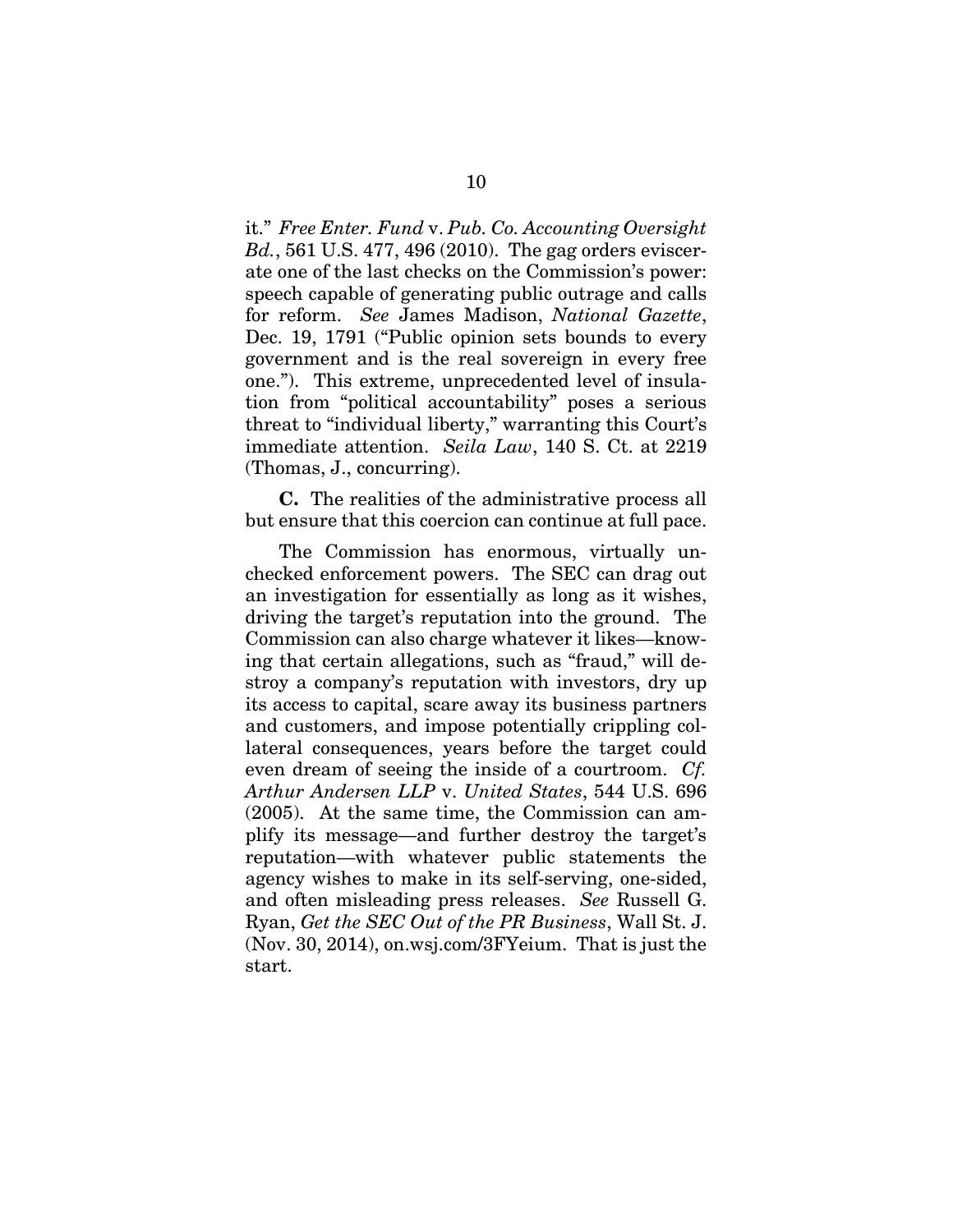it." *Free Enter. Fund* v. *Pub. Co. Accounting Oversight Bd.*, 561 U.S. 477, 496 (2010). The gag orders eviscerate one of the last checks on the Commission's power: speech capable of generating public outrage and calls for reform. *See* James Madison, *National Gazette*, Dec. 19, 1791 ("Public opinion sets bounds to every government and is the real sovereign in every free one."). This extreme, unprecedented level of insulation from "political accountability" poses a serious threat to "individual liberty," warranting this Court's immediate attention. *Seila Law*, 140 S. Ct. at 2219 (Thomas, J., concurring).

**C.** The realities of the administrative process all but ensure that this coercion can continue at full pace.

The Commission has enormous, virtually unchecked enforcement powers. The SEC can drag out an investigation for essentially as long as it wishes, driving the target's reputation into the ground. The Commission can also charge whatever it likes—knowing that certain allegations, such as "fraud," will destroy a company's reputation with investors, dry up its access to capital, scare away its business partners and customers, and impose potentially crippling collateral consequences, years before the target could even dream of seeing the inside of a courtroom. *Cf. Arthur Andersen LLP* v. *United States*, 544 U.S. 696 (2005). At the same time, the Commission can amplify its message—and further destroy the target's reputation—with whatever public statements the agency wishes to make in its self-serving, one-sided, and often misleading press releases. *See* Russell G. Ryan, *Get the SEC Out of the PR Business*, Wall St. J. (Nov. 30, 2014), on.wsj.com/3FYeium. That is just the start.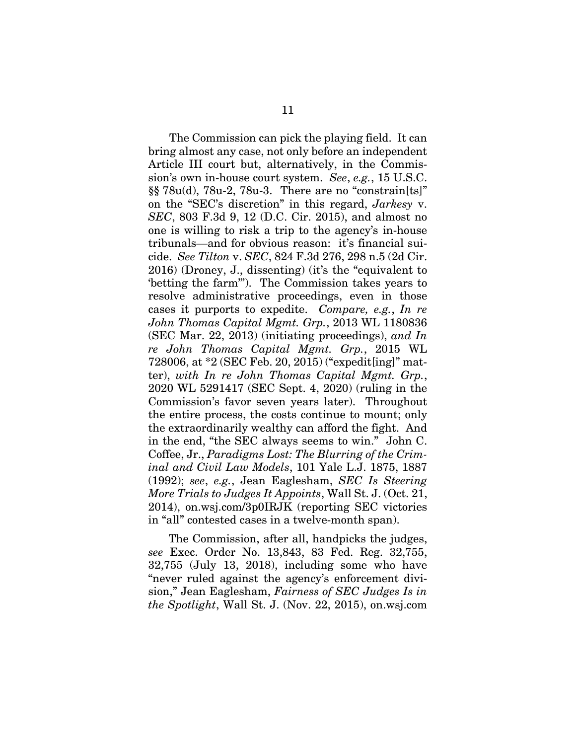The Commission can pick the playing field. It can bring almost any case, not only before an independent Article III court but, alternatively, in the Commission's own in-house court system. *See*, *e.g.*, 15 U.S.C. §§ 78u(d), 78u-2, 78u-3. There are no "constrain[ts]" on the "SEC's discretion" in this regard, *Jarkesy* v. *SEC*, 803 F.3d 9, 12 (D.C. Cir. 2015), and almost no one is willing to risk a trip to the agency's in-house tribunals—and for obvious reason: it's financial suicide. *See Tilton* v. *SEC*, 824 F.3d 276, 298 n.5 (2d Cir. 2016) (Droney, J., dissenting) (it's the "equivalent to 'betting the farm'"). The Commission takes years to resolve administrative proceedings, even in those cases it purports to expedite. *Compare, e.g.*, *In re John Thomas Capital Mgmt. Grp.*, 2013 WL 1180836 (SEC Mar. 22, 2013) (initiating proceedings), *and In re John Thomas Capital Mgmt. Grp.*, 2015 WL 728006, at *2 (SEC Feb. 20, 2015) ("expedit[ing]" matter), *with In re John Thomas Capital Mgmt. Grp.*, 2020 WL 5291417 (SEC Sept. 4, 2020) (ruling in the Commission's favor seven years later). Throughout the entire process, the costs continue to mount; only the extraordinarily wealthy can afford the fight. And in the end, "the SEC always seems to win." John C. Coffee, Jr., *Paradigms Lost: The Blurring of the Criminal and Civil Law Models*, 101 Yale L.J. 1875, 1887 (1992); *see*, *e.g.*, Jean Eaglesham, *SEC Is Steering More Trials to Judges It Appoints*, Wall St. J. (Oct. 21, 2014), on.wsj.com/3p0IRJK (reporting SEC victories in "all" contested cases in a twelve-month span).

The Commission, after all, handpicks the judges, *see* Exec. Order No. 13,843, 83 Fed. Reg. 32,755, 32,755 (July 13, 2018), including some who have "never ruled against the agency's enforcement division," Jean Eaglesham, *Fairness of SEC Judges Is in the Spotlight*, Wall St. J. (Nov. 22, 2015), on.wsj.com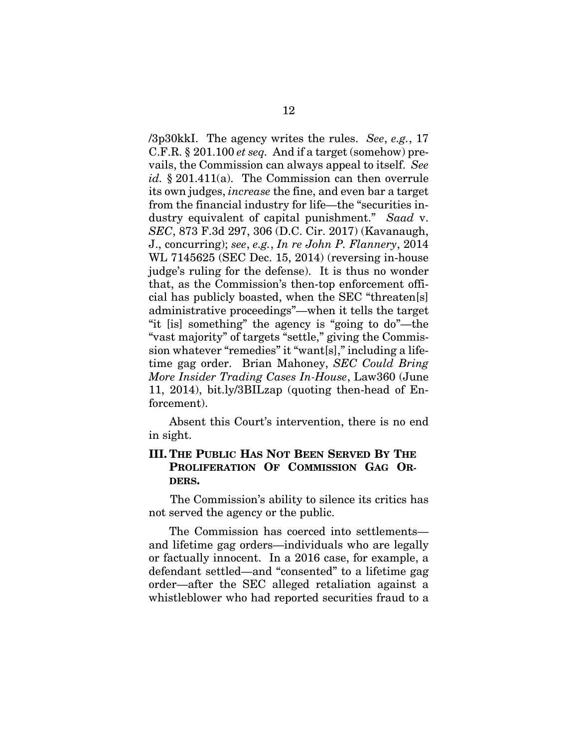/3p30kkI. The agency writes the rules. *See*, *e.g.*, 17 C.F.R. § 201.100 *et seq.* And if a target (somehow) prevails, the Commission can always appeal to itself. *See id.* § 201.411(a). The Commission can then overrule its own judges, *increase* the fine, and even bar a target from the financial industry for life—the "securities industry equivalent of capital punishment." *Saad* v. *SEC*, 873 F.3d 297, 306 (D.C. Cir. 2017) (Kavanaugh, J., concurring); *see*, *e.g.*, *In re John P. Flannery*, 2014 WL 7145625 (SEC Dec. 15, 2014) (reversing in-house judge's ruling for the defense). It is thus no wonder that, as the Commission's then-top enforcement official has publicly boasted, when the SEC "threaten[s] administrative proceedings"—when it tells the target "it [is] something" the agency is "going to do"—the "vast majority" of targets "settle," giving the Commission whatever "remedies" it "want[s]," including a lifetime gag order. Brian Mahoney, *SEC Could Bring More Insider Trading Cases In-House*, Law360 (June 11, 2014), bit.ly/3BILzap (quoting then-head of Enforcement).

Absent this Court's intervention, there is no end in sight.

## III. THE PUBLIC HAS NOT BEEN SERVED BY THE PROLIFERATION OF COMMISSION GAG ORDERS.

The Commission's ability to silence its critics has not served the agency or the public.

The Commission has coerced into settlements—and lifetime gag orders—individuals who are legally or factually innocent. In a 2016 case, for example, a defendant settled—and "consented" to a lifetime gag order—after the SEC alleged retaliation against a whistleblower who had reported securities fraud to a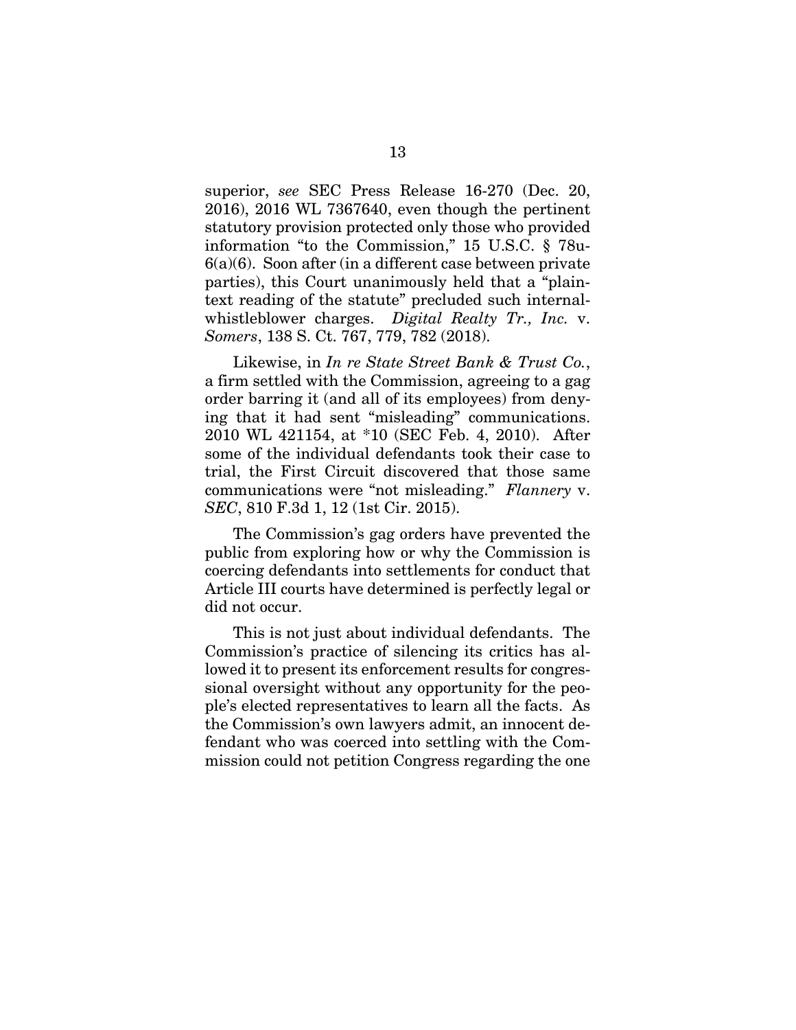superior, *see* SEC Press Release 16-270 (Dec. 20, 2016), 2016 WL 7367640, even though the pertinent statutory provision protected only those who provided information "to the Commission," 15 U.S.C. § 78u-6(a)(6). Soon after (in a different case between private parties), this Court unanimously held that a "plain-text reading of the statute" precluded such internal-whistleblower charges. *Digital Realty Tr., Inc.* v. *Somers*, 138 S. Ct. 767, 779, 782 (2018).

Likewise, in *In re State Street Bank & Trust Co.*, a firm settled with the Commission, agreeing to a gag order barring it (and all of its employees) from denying that it had sent "misleading" communications. 2010 WL 421154, at *10 (SEC Feb. 4, 2010). After some of the individual defendants took their case to trial, the First Circuit discovered that those same communications were "not misleading." *Flannery* v. *SEC*, 810 F.3d 1, 12 (1st Cir. 2015).

The Commission's gag orders have prevented the public from exploring how or why the Commission is coercing defendants into settlements for conduct that Article III courts have determined is perfectly legal or did not occur.

This is not just about individual defendants. The Commission's practice of silencing its critics has allowed it to present its enforcement results for congressional oversight without any opportunity for the people's elected representatives to learn all the facts. As the Commission's own lawyers admit, an innocent defendant who was coerced into settling with the Commission could not petition Congress regarding the one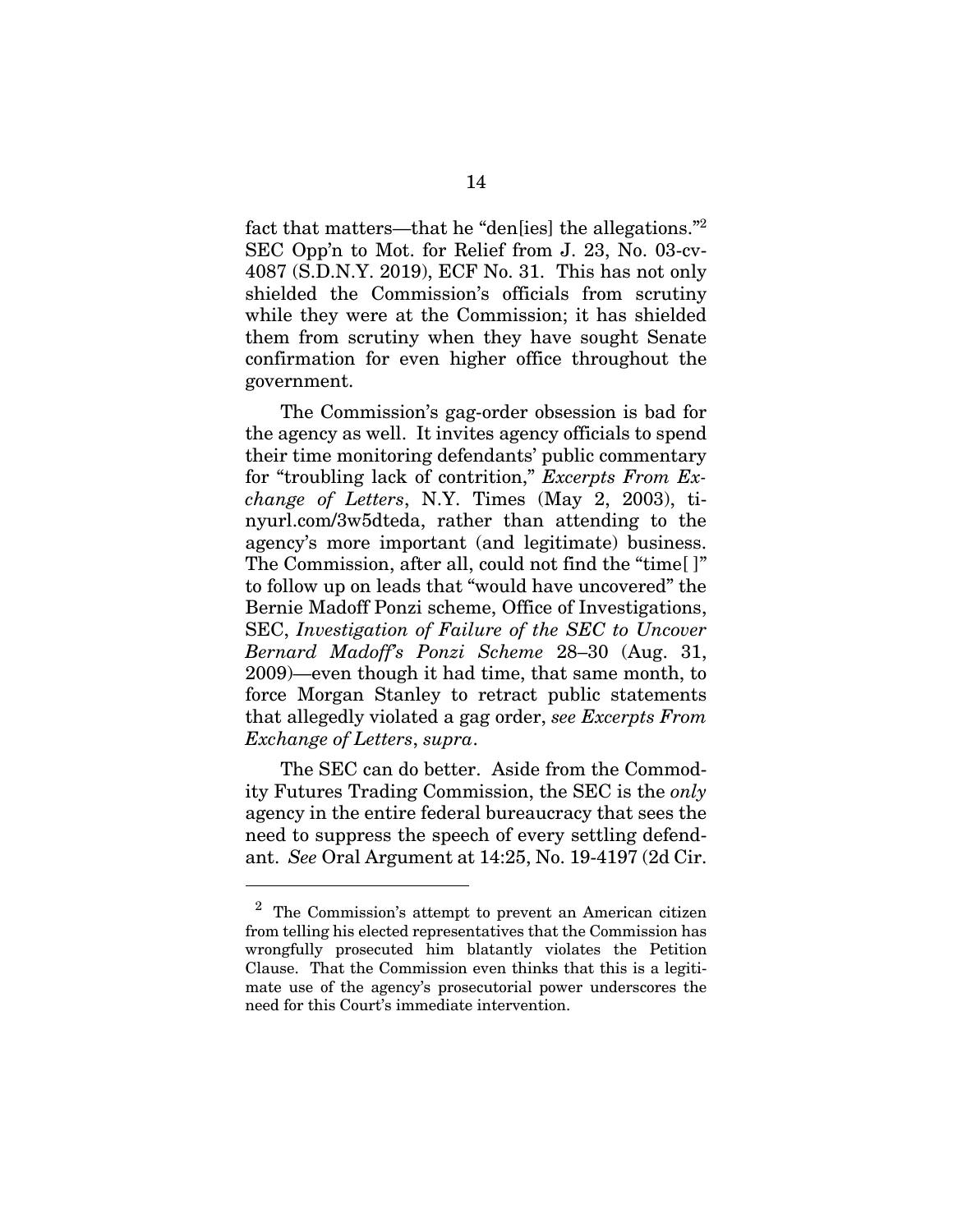fact that matters—that he "den[ies] the allegations."[2] SEC Opp'n to Mot. for Relief from J. 23, No. 03-cv-4087 (S.D.N.Y. 2019), ECF No. 31. This has not only shielded the Commission's officials from scrutiny while they were at the Commission; it has shielded them from scrutiny when they have sought Senate confirmation for even higher office throughout the government.

The Commission's gag-order obsession is bad for the agency as well. It invites agency officials to spend their time monitoring defendants' public commentary for "troubling lack of contrition," *Excerpts From Exchange of Letters*, N.Y. Times (May 2, 2003), tinyurl.com/3w5dteda, rather than attending to the agency's more important (and legitimate) business. The Commission, after all, could not find the "time[ ]" to follow up on leads that "would have uncovered" the Bernie Madoff Ponzi scheme, Office of Investigations, SEC, *Investigation of Failure of the SEC to Uncover Bernard Madoff's Ponzi Scheme* 28–30 (Aug. 31, 2009)—even though it had time, that same month, to force Morgan Stanley to retract public statements that allegedly violated a gag order, *see Excerpts From Exchange of Letters*, *supra*.

The SEC can do better. Aside from the Commodity Futures Trading Commission, the SEC is the *only* agency in the entire federal bureaucracy that sees the need to suppress the speech of every settling defendant. *See* Oral Argument at 14:25, No. 19-4197 (2d Cir.

---

[2] The Commission's attempt to prevent an American citizen from telling his elected representatives that the Commission has wrongfully prosecuted him blatantly violates the Petition Clause. That the Commission even thinks that this is a legitimate use of the agency's prosecutorial power underscores the need for this Court's immediate intervention.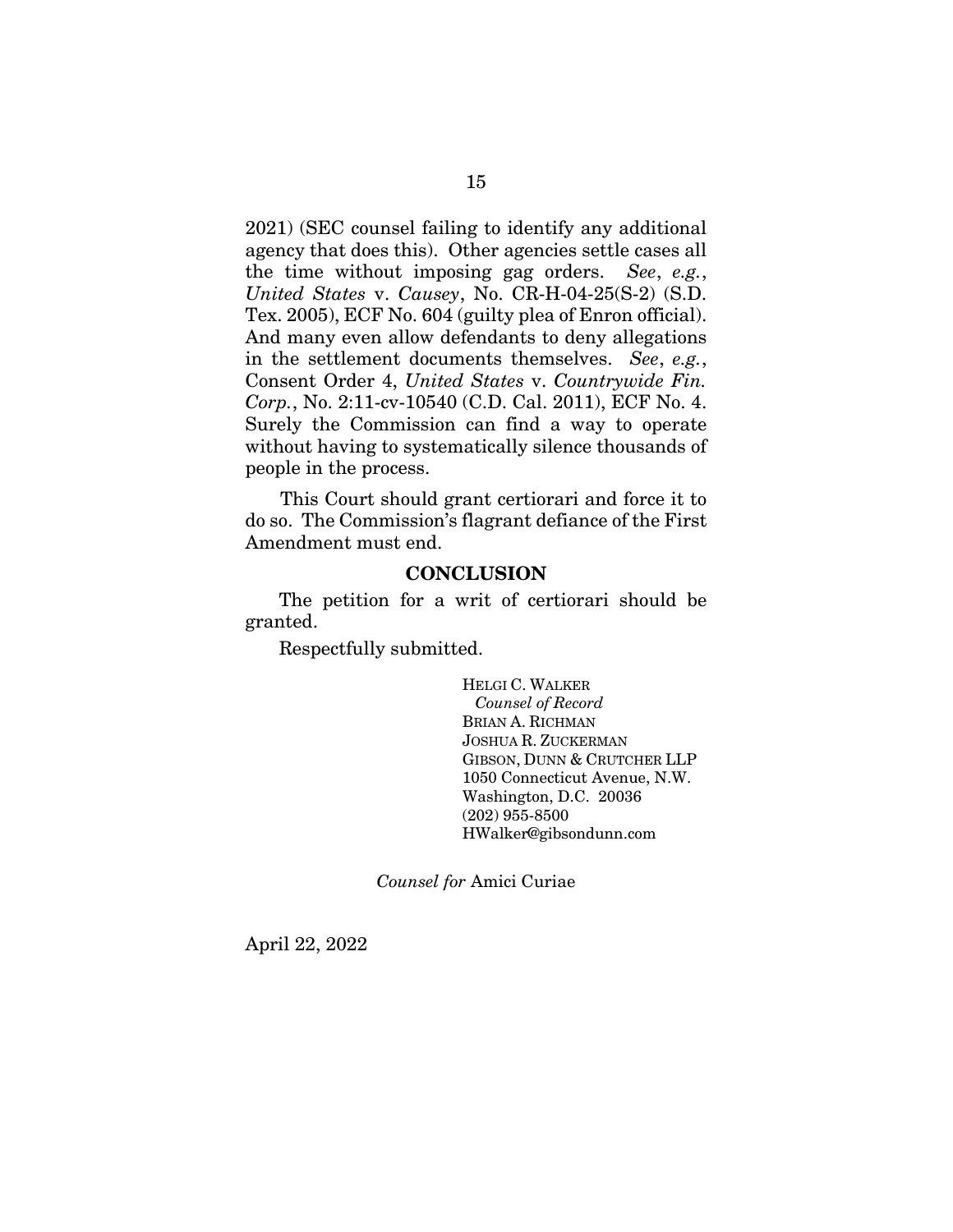2021) (SEC counsel failing to identify any additional agency that does this). Other agencies settle cases all the time without imposing gag orders. *See*, *e.g.*, *United States* v. *Causey*, No. CR-H-04-25(S-2) (S.D. Tex. 2005), ECF No. 604 (guilty plea of Enron official). And many even allow defendants to deny allegations in the settlement documents themselves. *See*, *e.g.*, Consent Order 4, *United States* v. *Countrywide Fin. Corp.*, No. 2:11-cv-10540 (C.D. Cal. 2011), ECF No. 4. Surely the Commission can find a way to operate without having to systematically silence thousands of people in the process.

This Court should grant certiorari and force it to do so. The Commission's flagrant defiance of the First Amendment must end.

## CONCLUSION

The petition for a writ of certiorari should be granted.

Respectfully submitted.

HELGI C. WALKER
*Counsel of Record*
BRIAN A. RICHMAN
JOSHUA R. ZUCKERMAN
GIBSON, DUNN & CRUTCHER LLP
1050 Connecticut Avenue, N.W.
Washington, D.C. 20036
(202) 955-8500
HWalker@gibsondunn.com

*Counsel for* Amici Curiae

April 22, 2022